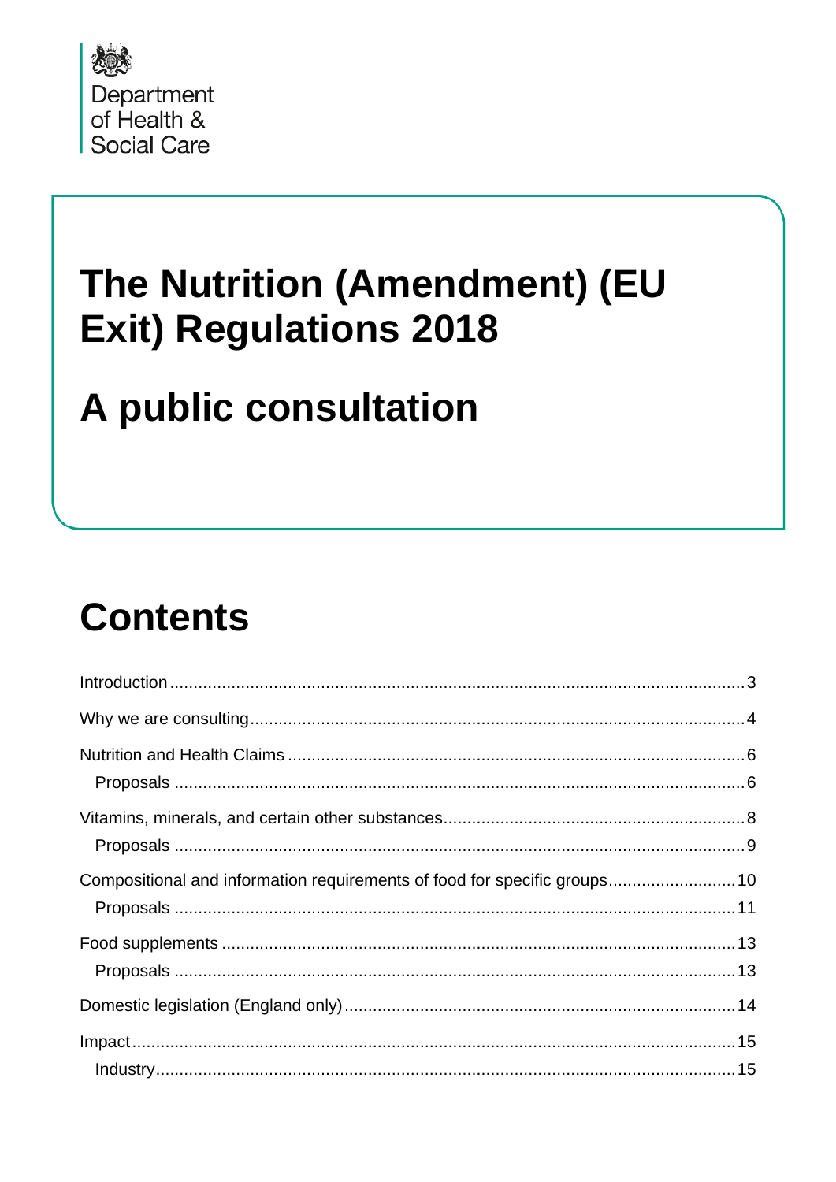Department of Health & Social Care

# The Nutrition (Amendment) (EU Exit) Regulations 2018

# A public consultation

## Contents

Introduction ... 3

Why we are consulting ... 4

Nutrition and Health Claims ... 6

- Proposals ... 6

Vitamins, minerals, and certain other substances ... 8

- Proposals ... 9

Compositional and information requirements of food for specific groups ... 10

- Proposals ... 11

Food supplements ... 13

- Proposals ... 13

Domestic legislation (England only) ... 14

Impact ... 15

- Industry ... 15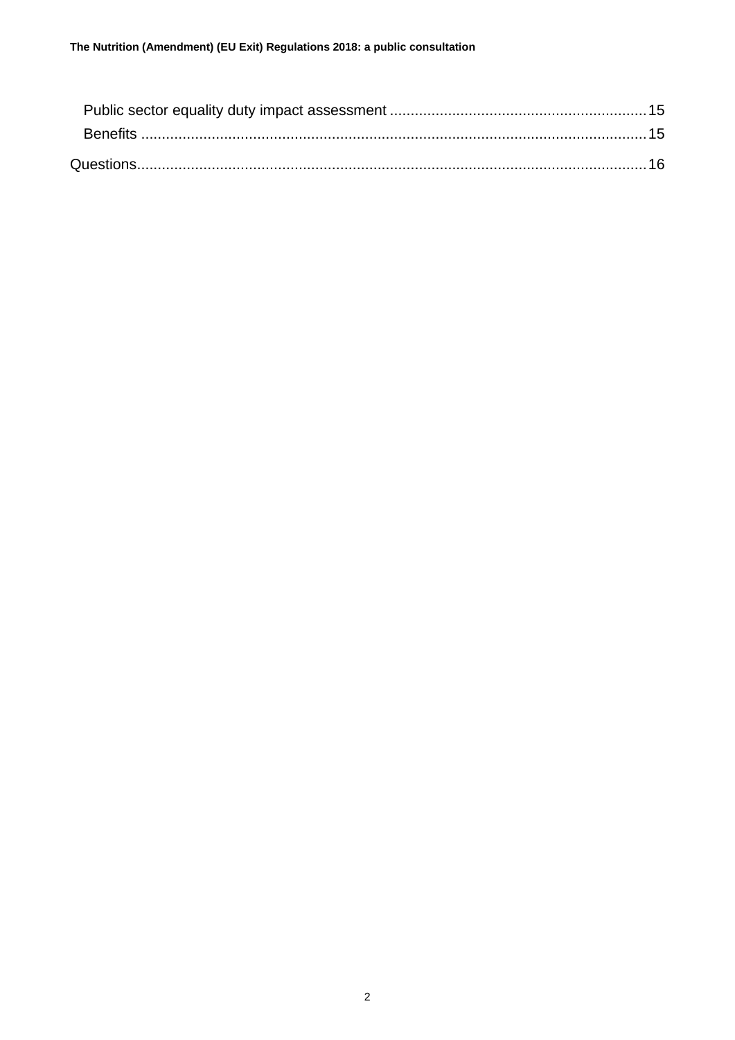Public sector equality duty impact assessment ............................................................. 15
Benefits ........................................................................................................................ 15

Questions......................................................................................................................... 16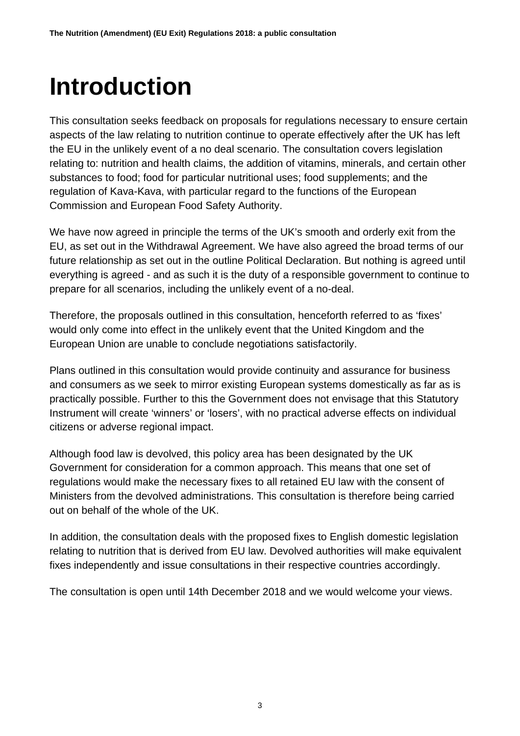# Introduction

This consultation seeks feedback on proposals for regulations necessary to ensure certain aspects of the law relating to nutrition continue to operate effectively after the UK has left the EU in the unlikely event of a no deal scenario. The consultation covers legislation relating to: nutrition and health claims, the addition of vitamins, minerals, and certain other substances to food; food for particular nutritional uses; food supplements; and the regulation of Kava-Kava, with particular regard to the functions of the European Commission and European Food Safety Authority.

We have now agreed in principle the terms of the UK's smooth and orderly exit from the EU, as set out in the Withdrawal Agreement. We have also agreed the broad terms of our future relationship as set out in the outline Political Declaration. But nothing is agreed until everything is agreed - and as such it is the duty of a responsible government to continue to prepare for all scenarios, including the unlikely event of a no-deal.

Therefore, the proposals outlined in this consultation, henceforth referred to as 'fixes' would only come into effect in the unlikely event that the United Kingdom and the European Union are unable to conclude negotiations satisfactorily.

Plans outlined in this consultation would provide continuity and assurance for business and consumers as we seek to mirror existing European systems domestically as far as is practically possible. Further to this the Government does not envisage that this Statutory Instrument will create 'winners' or 'losers', with no practical adverse effects on individual citizens or adverse regional impact.

Although food law is devolved, this policy area has been designated by the UK Government for consideration for a common approach. This means that one set of regulations would make the necessary fixes to all retained EU law with the consent of Ministers from the devolved administrations. This consultation is therefore being carried out on behalf of the whole of the UK.

In addition, the consultation deals with the proposed fixes to English domestic legislation relating to nutrition that is derived from EU law. Devolved authorities will make equivalent fixes independently and issue consultations in their respective countries accordingly.

The consultation is open until 14th December 2018 and we would welcome your views.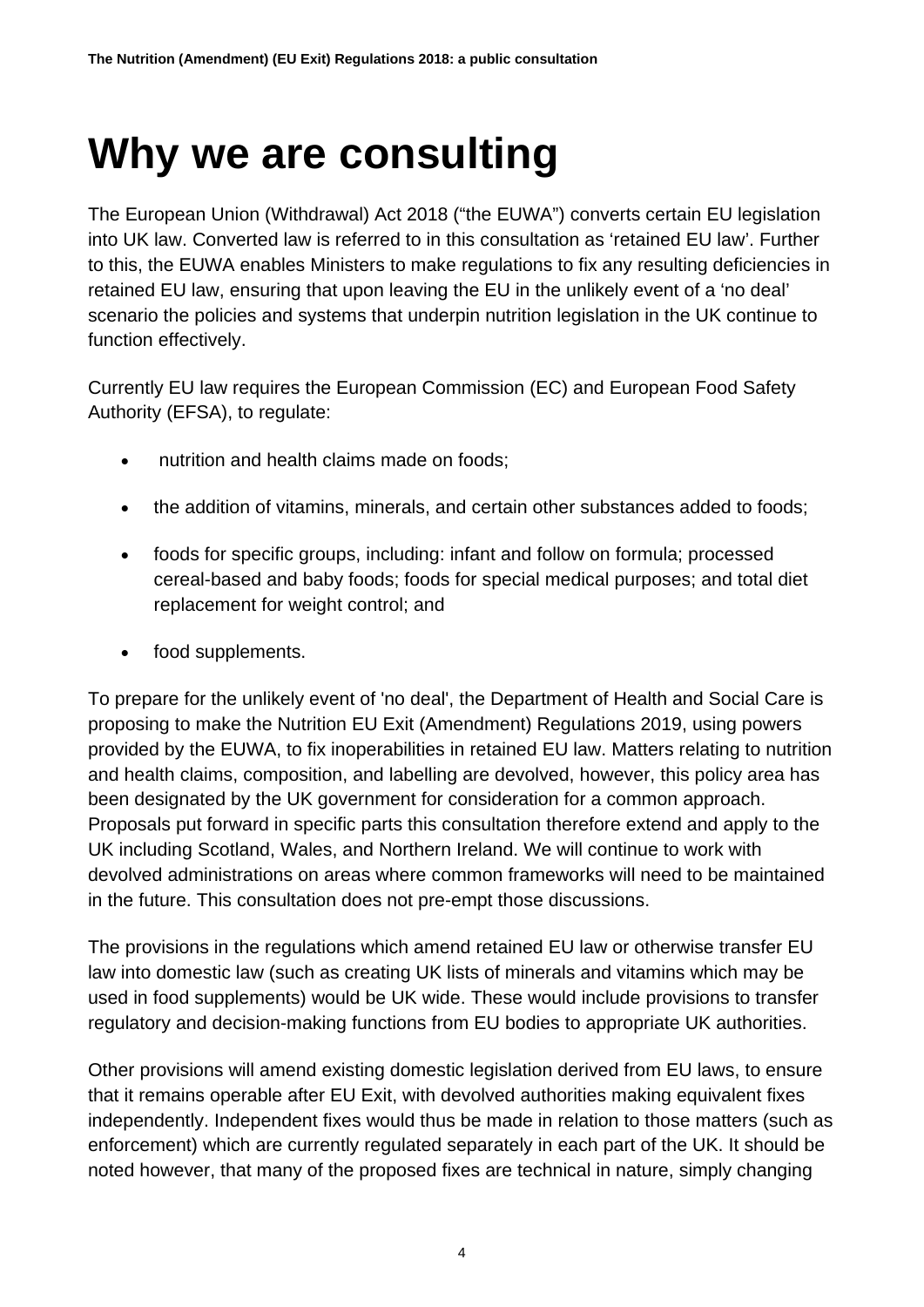# Why we are consulting

The European Union (Withdrawal) Act 2018 ("the EUWA") converts certain EU legislation into UK law. Converted law is referred to in this consultation as 'retained EU law'. Further to this, the EUWA enables Ministers to make regulations to fix any resulting deficiencies in retained EU law, ensuring that upon leaving the EU in the unlikely event of a 'no deal' scenario the policies and systems that underpin nutrition legislation in the UK continue to function effectively.

Currently EU law requires the European Commission (EC) and European Food Safety Authority (EFSA), to regulate:

- nutrition and health claims made on foods;
- the addition of vitamins, minerals, and certain other substances added to foods;
- foods for specific groups, including: infant and follow on formula; processed cereal-based and baby foods; foods for special medical purposes; and total diet replacement for weight control; and
- food supplements.

To prepare for the unlikely event of 'no deal', the Department of Health and Social Care is proposing to make the Nutrition EU Exit (Amendment) Regulations 2019, using powers provided by the EUWA, to fix inoperabilities in retained EU law. Matters relating to nutrition and health claims, composition, and labelling are devolved, however, this policy area has been designated by the UK government for consideration for a common approach. Proposals put forward in specific parts this consultation therefore extend and apply to the UK including Scotland, Wales, and Northern Ireland. We will continue to work with devolved administrations on areas where common frameworks will need to be maintained in the future. This consultation does not pre-empt those discussions.

The provisions in the regulations which amend retained EU law or otherwise transfer EU law into domestic law (such as creating UK lists of minerals and vitamins which may be used in food supplements) would be UK wide. These would include provisions to transfer regulatory and decision-making functions from EU bodies to appropriate UK authorities.

Other provisions will amend existing domestic legislation derived from EU laws, to ensure that it remains operable after EU Exit, with devolved authorities making equivalent fixes independently. Independent fixes would thus be made in relation to those matters (such as enforcement) which are currently regulated separately in each part of the UK. It should be noted however, that many of the proposed fixes are technical in nature, simply changing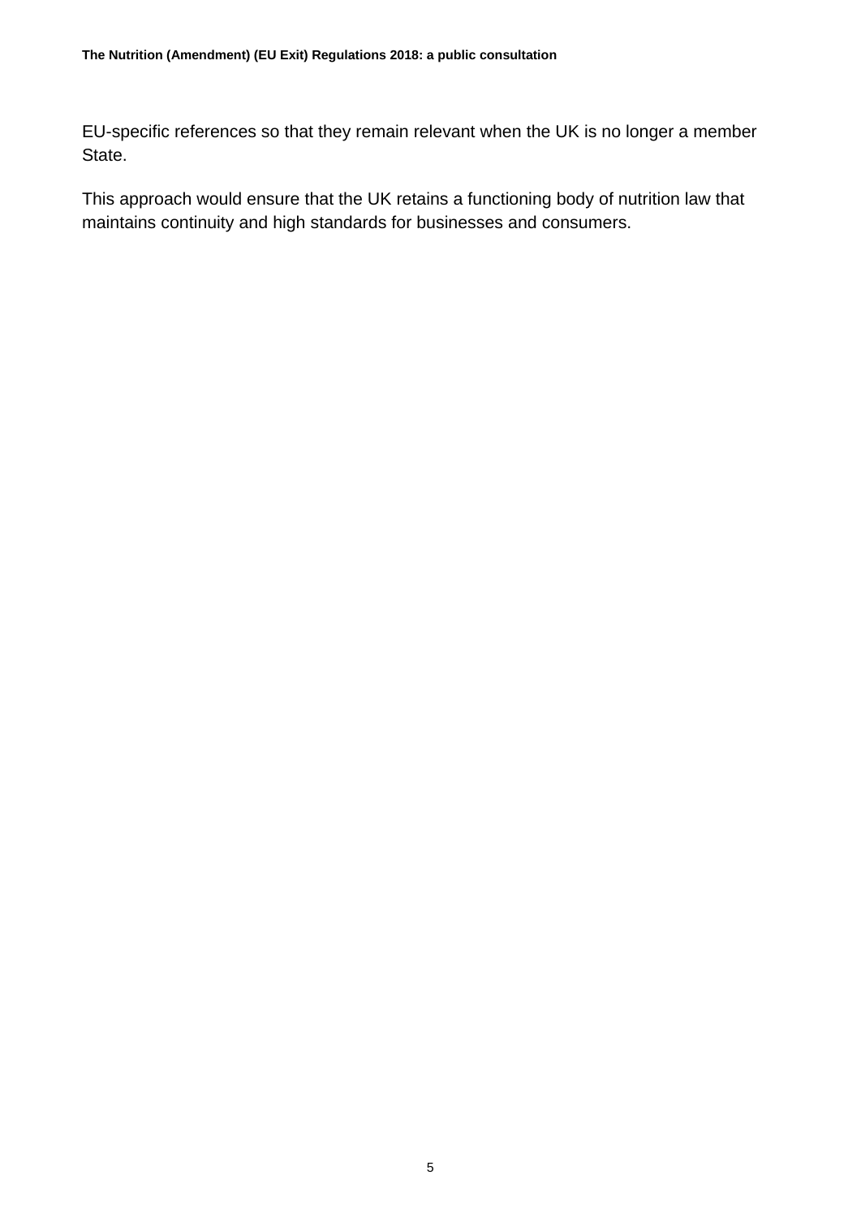EU-specific references so that they remain relevant when the UK is no longer a member State.

This approach would ensure that the UK retains a functioning body of nutrition law that maintains continuity and high standards for businesses and consumers.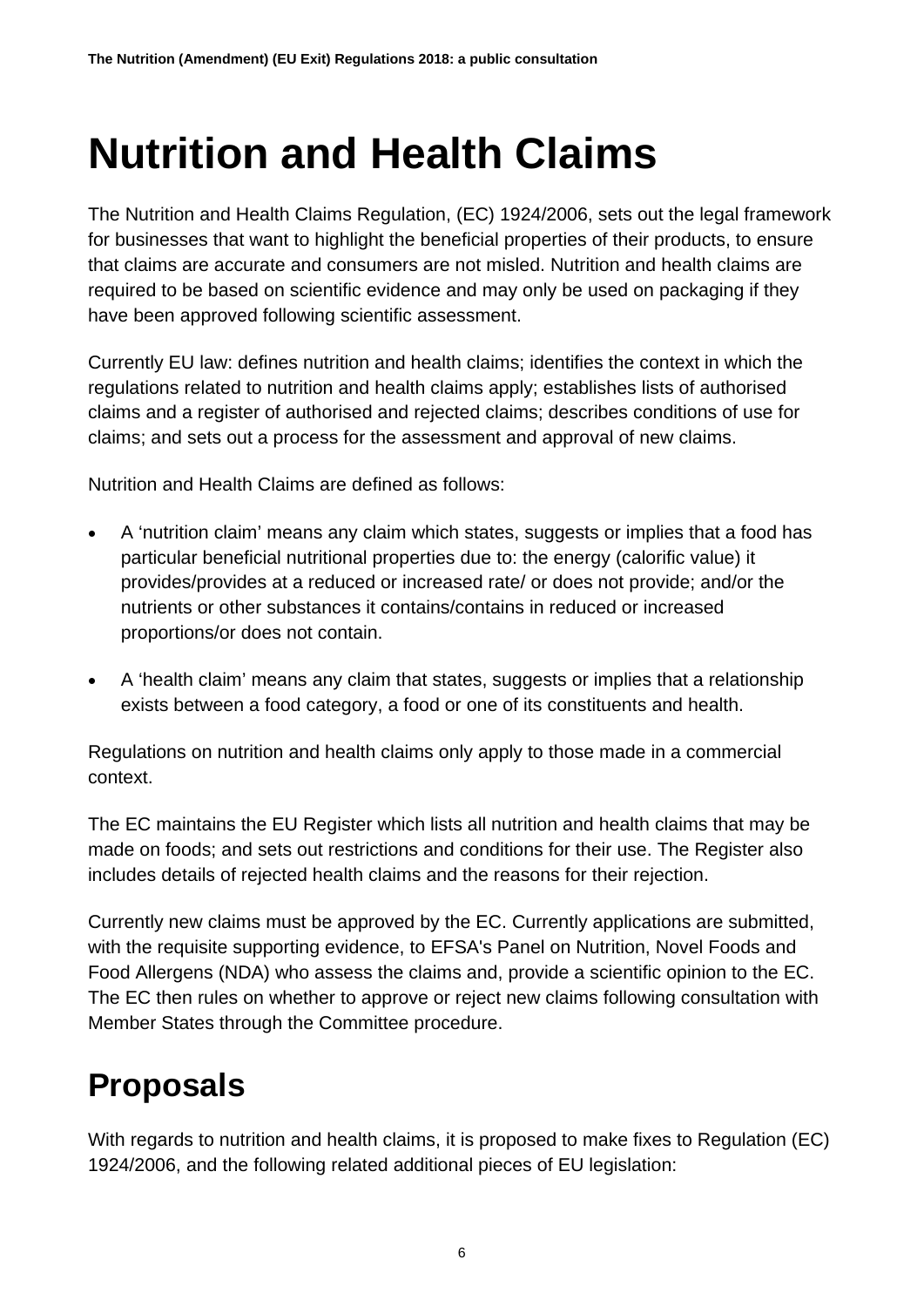# Nutrition and Health Claims

The Nutrition and Health Claims Regulation, (EC) 1924/2006, sets out the legal framework for businesses that want to highlight the beneficial properties of their products, to ensure that claims are accurate and consumers are not misled. Nutrition and health claims are required to be based on scientific evidence and may only be used on packaging if they have been approved following scientific assessment.

Currently EU law: defines nutrition and health claims; identifies the context in which the regulations related to nutrition and health claims apply; establishes lists of authorised claims and a register of authorised and rejected claims; describes conditions of use for claims; and sets out a process for the assessment and approval of new claims.

Nutrition and Health Claims are defined as follows:

- A 'nutrition claim' means any claim which states, suggests or implies that a food has particular beneficial nutritional properties due to: the energy (calorific value) it provides/provides at a reduced or increased rate/ or does not provide; and/or the nutrients or other substances it contains/contains in reduced or increased proportions/or does not contain.
- A 'health claim' means any claim that states, suggests or implies that a relationship exists between a food category, a food or one of its constituents and health.

Regulations on nutrition and health claims only apply to those made in a commercial context.

The EC maintains the EU Register which lists all nutrition and health claims that may be made on foods; and sets out restrictions and conditions for their use. The Register also includes details of rejected health claims and the reasons for their rejection.

Currently new claims must be approved by the EC. Currently applications are submitted, with the requisite supporting evidence, to EFSA's Panel on Nutrition, Novel Foods and Food Allergens (NDA) who assess the claims and, provide a scientific opinion to the EC. The EC then rules on whether to approve or reject new claims following consultation with Member States through the Committee procedure.

## Proposals

With regards to nutrition and health claims, it is proposed to make fixes to Regulation (EC) 1924/2006, and the following related additional pieces of EU legislation: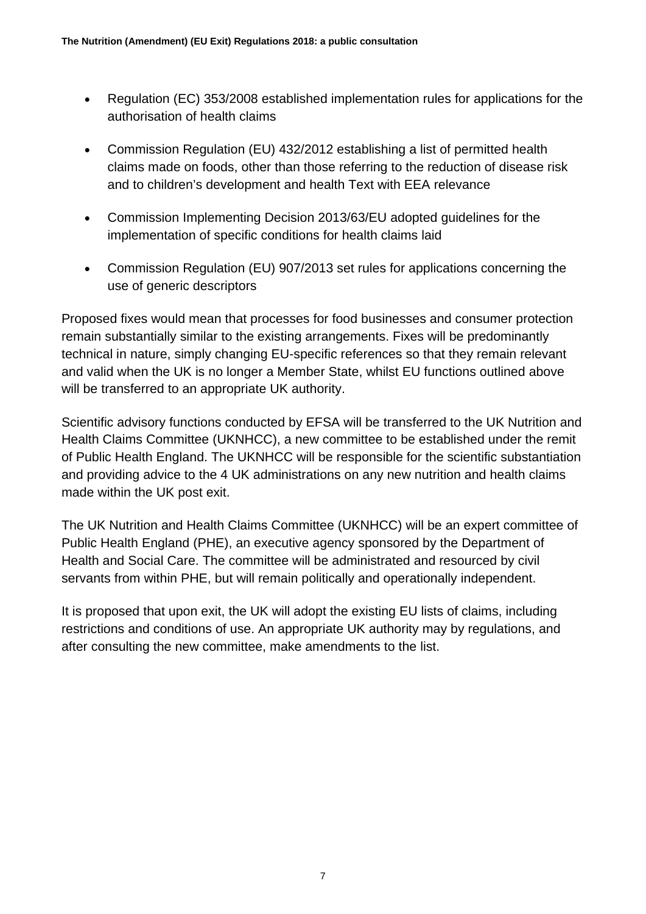- Regulation (EC) 353/2008 established implementation rules for applications for the authorisation of health claims
- Commission Regulation (EU) 432/2012 establishing a list of permitted health claims made on foods, other than those referring to the reduction of disease risk and to children's development and health Text with EEA relevance
- Commission Implementing Decision 2013/63/EU adopted guidelines for the implementation of specific conditions for health claims laid
- Commission Regulation (EU) 907/2013 set rules for applications concerning the use of generic descriptors

Proposed fixes would mean that processes for food businesses and consumer protection remain substantially similar to the existing arrangements. Fixes will be predominantly technical in nature, simply changing EU-specific references so that they remain relevant and valid when the UK is no longer a Member State, whilst EU functions outlined above will be transferred to an appropriate UK authority.

Scientific advisory functions conducted by EFSA will be transferred to the UK Nutrition and Health Claims Committee (UKNHCC), a new committee to be established under the remit of Public Health England. The UKNHCC will be responsible for the scientific substantiation and providing advice to the 4 UK administrations on any new nutrition and health claims made within the UK post exit.

The UK Nutrition and Health Claims Committee (UKNHCC) will be an expert committee of Public Health England (PHE), an executive agency sponsored by the Department of Health and Social Care. The committee will be administrated and resourced by civil servants from within PHE, but will remain politically and operationally independent.

It is proposed that upon exit, the UK will adopt the existing EU lists of claims, including restrictions and conditions of use. An appropriate UK authority may by regulations, and after consulting the new committee, make amendments to the list.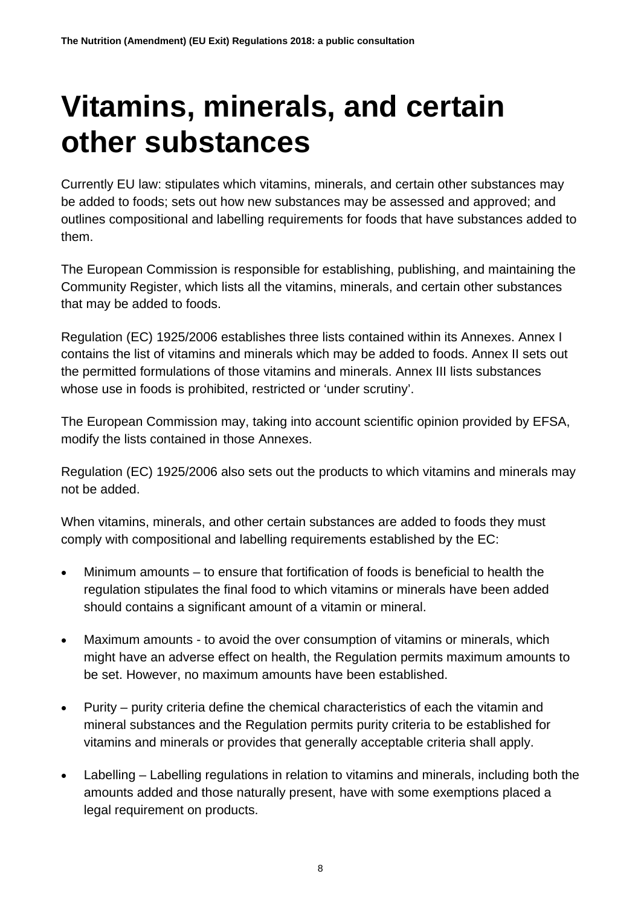# Vitamins, minerals, and certain other substances

Currently EU law: stipulates which vitamins, minerals, and certain other substances may be added to foods; sets out how new substances may be assessed and approved; and outlines compositional and labelling requirements for foods that have substances added to them.

The European Commission is responsible for establishing, publishing, and maintaining the Community Register, which lists all the vitamins, minerals, and certain other substances that may be added to foods.

Regulation (EC) 1925/2006 establishes three lists contained within its Annexes. Annex I contains the list of vitamins and minerals which may be added to foods. Annex II sets out the permitted formulations of those vitamins and minerals. Annex III lists substances whose use in foods is prohibited, restricted or 'under scrutiny'.

The European Commission may, taking into account scientific opinion provided by EFSA, modify the lists contained in those Annexes.

Regulation (EC) 1925/2006 also sets out the products to which vitamins and minerals may not be added.

When vitamins, minerals, and other certain substances are added to foods they must comply with compositional and labelling requirements established by the EC:

- Minimum amounts – to ensure that fortification of foods is beneficial to health the regulation stipulates the final food to which vitamins or minerals have been added should contains a significant amount of a vitamin or mineral.
- Maximum amounts - to avoid the over consumption of vitamins or minerals, which might have an adverse effect on health, the Regulation permits maximum amounts to be set. However, no maximum amounts have been established.
- Purity – purity criteria define the chemical characteristics of each the vitamin and mineral substances and the Regulation permits purity criteria to be established for vitamins and minerals or provides that generally acceptable criteria shall apply.
- Labelling – Labelling regulations in relation to vitamins and minerals, including both the amounts added and those naturally present, have with some exemptions placed a legal requirement on products.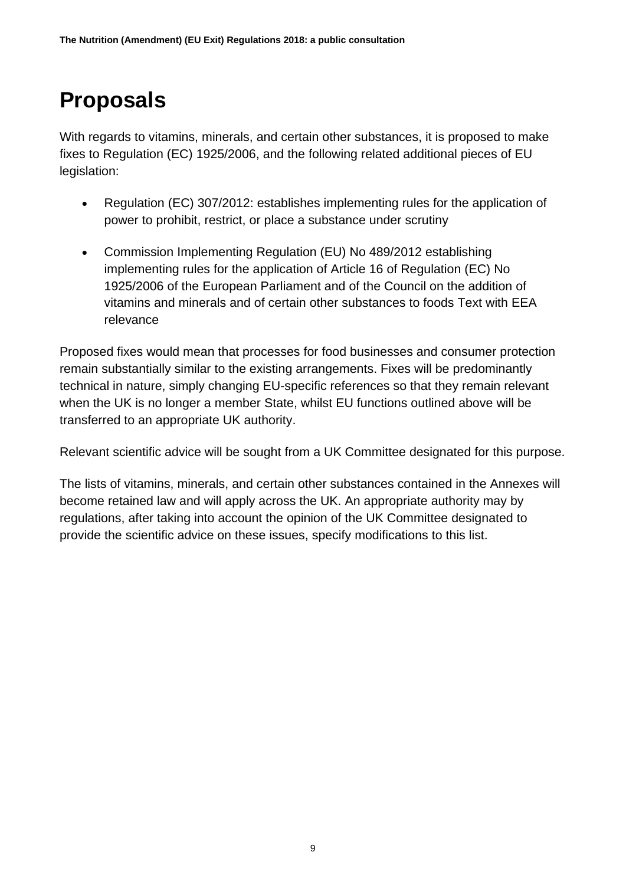# Proposals

With regards to vitamins, minerals, and certain other substances, it is proposed to make fixes to Regulation (EC) 1925/2006, and the following related additional pieces of EU legislation:

- Regulation (EC) 307/2012: establishes implementing rules for the application of power to prohibit, restrict, or place a substance under scrutiny
- Commission Implementing Regulation (EU) No 489/2012 establishing implementing rules for the application of Article 16 of Regulation (EC) No 1925/2006 of the European Parliament and of the Council on the addition of vitamins and minerals and of certain other substances to foods Text with EEA relevance

Proposed fixes would mean that processes for food businesses and consumer protection remain substantially similar to the existing arrangements. Fixes will be predominantly technical in nature, simply changing EU-specific references so that they remain relevant when the UK is no longer a member State, whilst EU functions outlined above will be transferred to an appropriate UK authority.

Relevant scientific advice will be sought from a UK Committee designated for this purpose.

The lists of vitamins, minerals, and certain other substances contained in the Annexes will become retained law and will apply across the UK. An appropriate authority may by regulations, after taking into account the opinion of the UK Committee designated to provide the scientific advice on these issues, specify modifications to this list.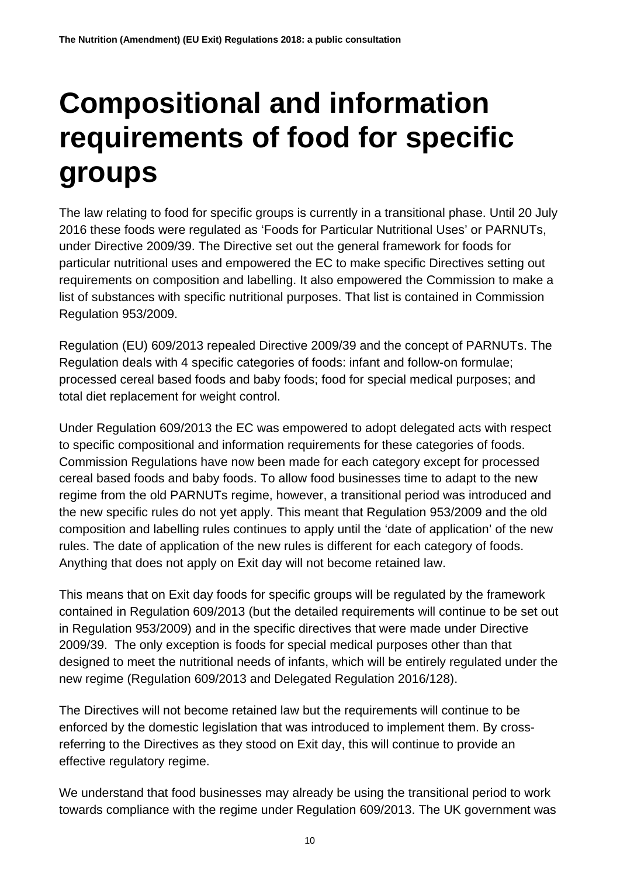# Compositional and information requirements of food for specific groups

The law relating to food for specific groups is currently in a transitional phase. Until 20 July 2016 these foods were regulated as 'Foods for Particular Nutritional Uses' or PARNUTs, under Directive 2009/39. The Directive set out the general framework for foods for particular nutritional uses and empowered the EC to make specific Directives setting out requirements on composition and labelling. It also empowered the Commission to make a list of substances with specific nutritional purposes. That list is contained in Commission Regulation 953/2009.

Regulation (EU) 609/2013 repealed Directive 2009/39 and the concept of PARNUTs. The Regulation deals with 4 specific categories of foods: infant and follow-on formulae; processed cereal based foods and baby foods; food for special medical purposes; and total diet replacement for weight control.

Under Regulation 609/2013 the EC was empowered to adopt delegated acts with respect to specific compositional and information requirements for these categories of foods. Commission Regulations have now been made for each category except for processed cereal based foods and baby foods. To allow food businesses time to adapt to the new regime from the old PARNUTs regime, however, a transitional period was introduced and the new specific rules do not yet apply. This meant that Regulation 953/2009 and the old composition and labelling rules continues to apply until the 'date of application' of the new rules. The date of application of the new rules is different for each category of foods. Anything that does not apply on Exit day will not become retained law.

This means that on Exit day foods for specific groups will be regulated by the framework contained in Regulation 609/2013 (but the detailed requirements will continue to be set out in Regulation 953/2009) and in the specific directives that were made under Directive 2009/39. The only exception is foods for special medical purposes other than that designed to meet the nutritional needs of infants, which will be entirely regulated under the new regime (Regulation 609/2013 and Delegated Regulation 2016/128).

The Directives will not become retained law but the requirements will continue to be enforced by the domestic legislation that was introduced to implement them. By cross-referring to the Directives as they stood on Exit day, this will continue to provide an effective regulatory regime.

We understand that food businesses may already be using the transitional period to work towards compliance with the regime under Regulation 609/2013. The UK government was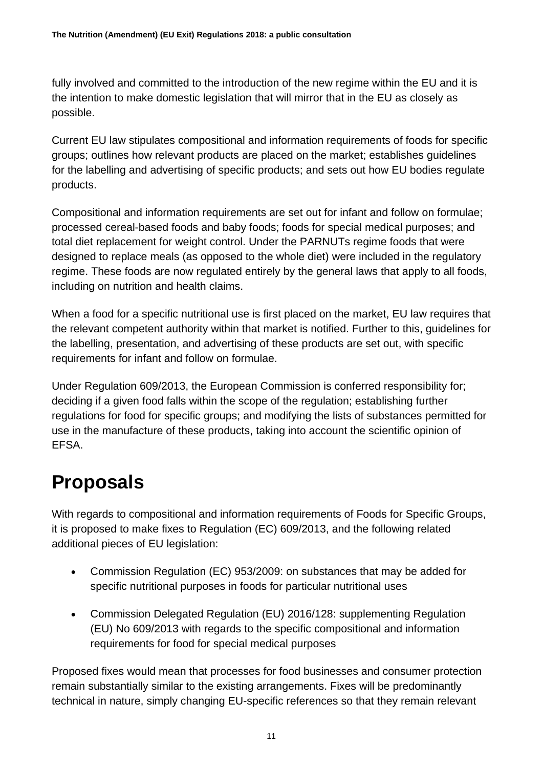fully involved and committed to the introduction of the new regime within the EU and it is the intention to make domestic legislation that will mirror that in the EU as closely as possible.

Current EU law stipulates compositional and information requirements of foods for specific groups; outlines how relevant products are placed on the market; establishes guidelines for the labelling and advertising of specific products; and sets out how EU bodies regulate products.

Compositional and information requirements are set out for infant and follow on formulae; processed cereal-based foods and baby foods; foods for special medical purposes; and total diet replacement for weight control. Under the PARNUTs regime foods that were designed to replace meals (as opposed to the whole diet) were included in the regulatory regime. These foods are now regulated entirely by the general laws that apply to all foods, including on nutrition and health claims.

When a food for a specific nutritional use is first placed on the market, EU law requires that the relevant competent authority within that market is notified. Further to this, guidelines for the labelling, presentation, and advertising of these products are set out, with specific requirements for infant and follow on formulae.

Under Regulation 609/2013, the European Commission is conferred responsibility for; deciding if a given food falls within the scope of the regulation; establishing further regulations for food for specific groups; and modifying the lists of substances permitted for use in the manufacture of these products, taking into account the scientific opinion of EFSA.

# Proposals

With regards to compositional and information requirements of Foods for Specific Groups, it is proposed to make fixes to Regulation (EC) 609/2013, and the following related additional pieces of EU legislation:

- Commission Regulation (EC) 953/2009: on substances that may be added for specific nutritional purposes in foods for particular nutritional uses
- Commission Delegated Regulation (EU) 2016/128: supplementing Regulation (EU) No 609/2013 with regards to the specific compositional and information requirements for food for special medical purposes

Proposed fixes would mean that processes for food businesses and consumer protection remain substantially similar to the existing arrangements. Fixes will be predominantly technical in nature, simply changing EU-specific references so that they remain relevant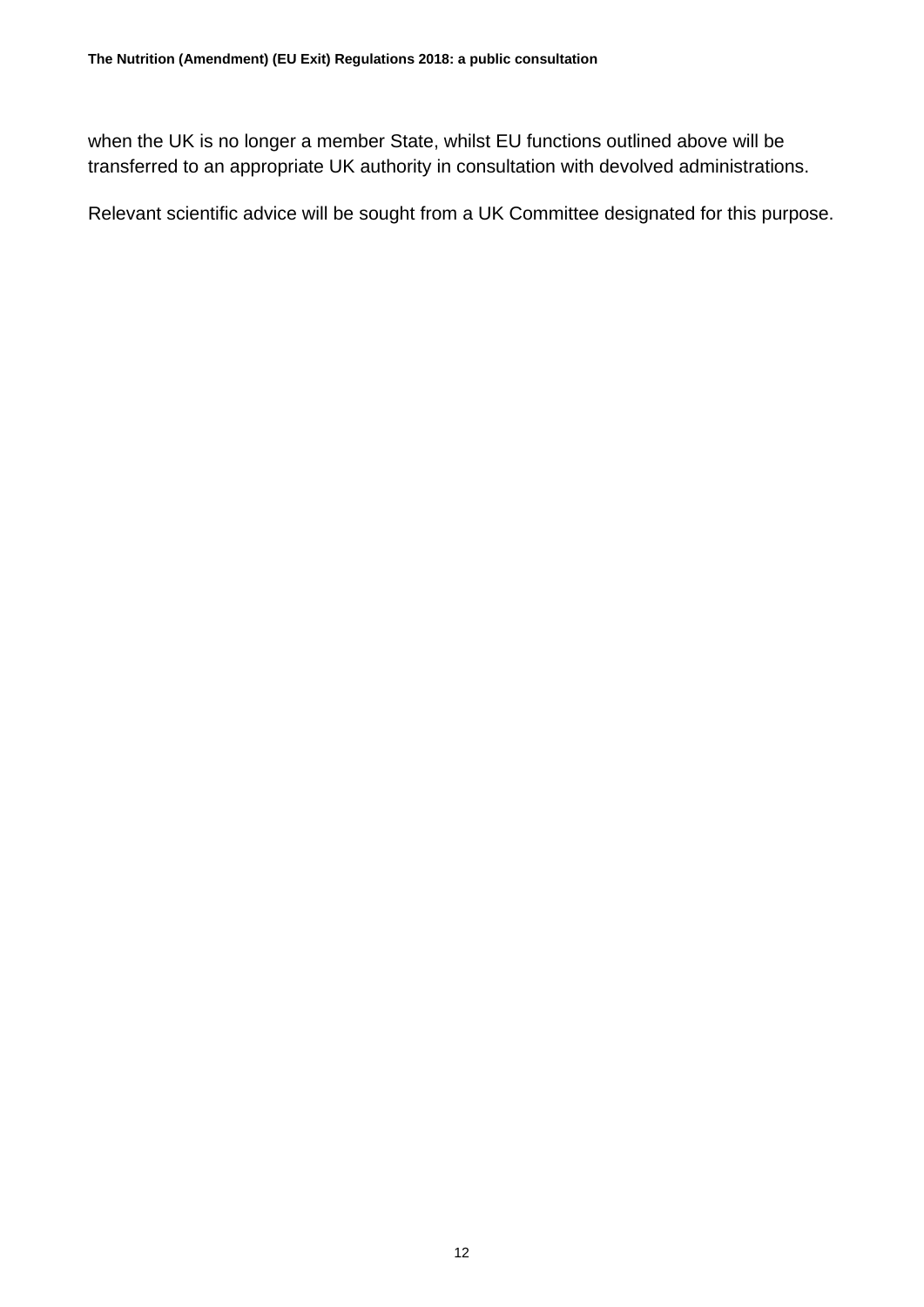when the UK is no longer a member State, whilst EU functions outlined above will be transferred to an appropriate UK authority in consultation with devolved administrations.

Relevant scientific advice will be sought from a UK Committee designated for this purpose.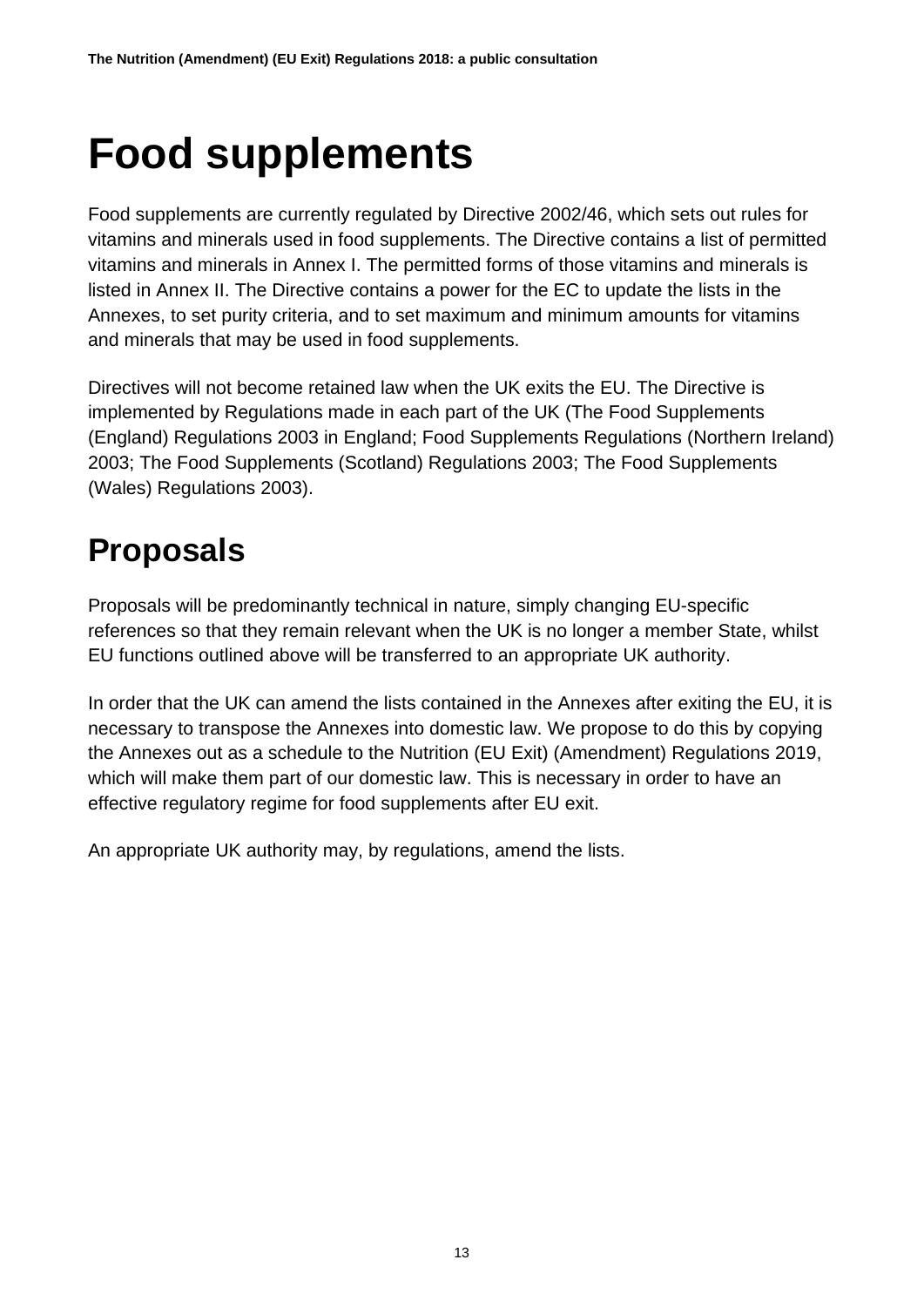# Food supplements

Food supplements are currently regulated by Directive 2002/46, which sets out rules for vitamins and minerals used in food supplements. The Directive contains a list of permitted vitamins and minerals in Annex I. The permitted forms of those vitamins and minerals is listed in Annex II. The Directive contains a power for the EC to update the lists in the Annexes, to set purity criteria, and to set maximum and minimum amounts for vitamins and minerals that may be used in food supplements.

Directives will not become retained law when the UK exits the EU. The Directive is implemented by Regulations made in each part of the UK (The Food Supplements (England) Regulations 2003 in England; Food Supplements Regulations (Northern Ireland) 2003; The Food Supplements (Scotland) Regulations 2003; The Food Supplements (Wales) Regulations 2003).

## Proposals

Proposals will be predominantly technical in nature, simply changing EU-specific references so that they remain relevant when the UK is no longer a member State, whilst EU functions outlined above will be transferred to an appropriate UK authority.

In order that the UK can amend the lists contained in the Annexes after exiting the EU, it is necessary to transpose the Annexes into domestic law. We propose to do this by copying the Annexes out as a schedule to the Nutrition (EU Exit) (Amendment) Regulations 2019, which will make them part of our domestic law. This is necessary in order to have an effective regulatory regime for food supplements after EU exit.

An appropriate UK authority may, by regulations, amend the lists.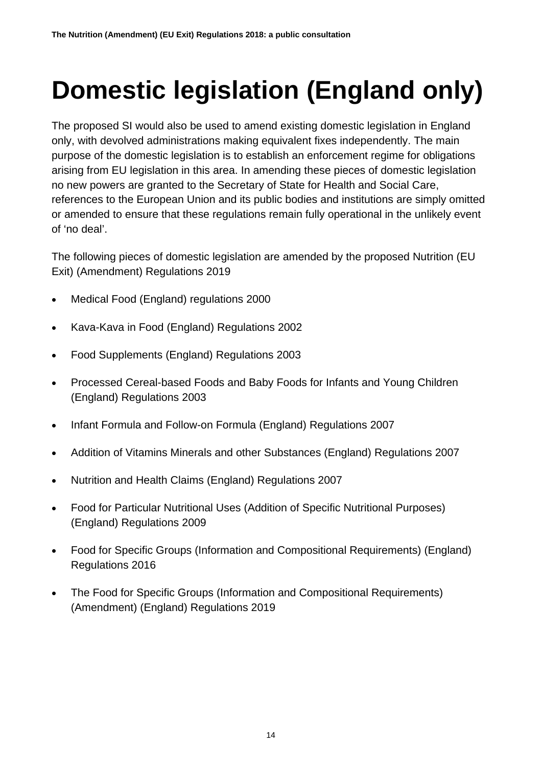# Domestic legislation (England only)

The proposed SI would also be used to amend existing domestic legislation in England only, with devolved administrations making equivalent fixes independently. The main purpose of the domestic legislation is to establish an enforcement regime for obligations arising from EU legislation in this area. In amending these pieces of domestic legislation no new powers are granted to the Secretary of State for Health and Social Care, references to the European Union and its public bodies and institutions are simply omitted or amended to ensure that these regulations remain fully operational in the unlikely event of 'no deal'.

The following pieces of domestic legislation are amended by the proposed Nutrition (EU Exit) (Amendment) Regulations 2019

- Medical Food (England) regulations 2000
- Kava-Kava in Food (England) Regulations 2002
- Food Supplements (England) Regulations 2003
- Processed Cereal-based Foods and Baby Foods for Infants and Young Children (England) Regulations 2003
- Infant Formula and Follow-on Formula (England) Regulations 2007
- Addition of Vitamins Minerals and other Substances (England) Regulations 2007
- Nutrition and Health Claims (England) Regulations 2007
- Food for Particular Nutritional Uses (Addition of Specific Nutritional Purposes) (England) Regulations 2009
- Food for Specific Groups (Information and Compositional Requirements) (England) Regulations 2016
- The Food for Specific Groups (Information and Compositional Requirements) (Amendment) (England) Regulations 2019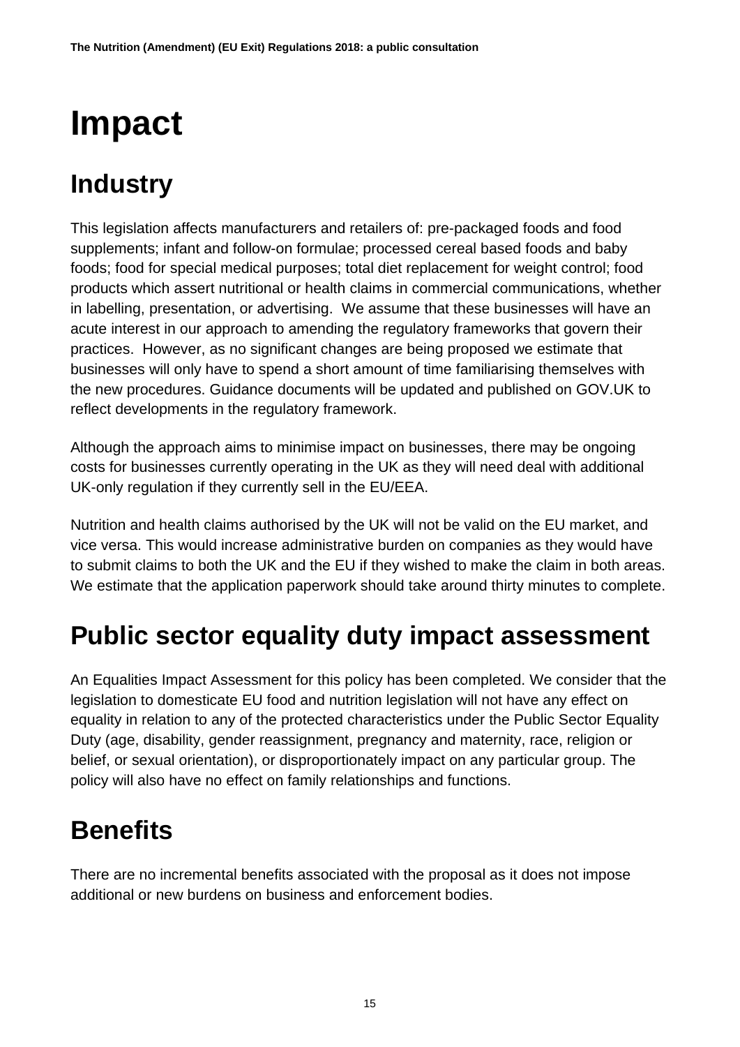# Impact

## Industry

This legislation affects manufacturers and retailers of: pre-packaged foods and food supplements; infant and follow-on formulae; processed cereal based foods and baby foods; food for special medical purposes; total diet replacement for weight control; food products which assert nutritional or health claims in commercial communications, whether in labelling, presentation, or advertising. We assume that these businesses will have an acute interest in our approach to amending the regulatory frameworks that govern their practices. However, as no significant changes are being proposed we estimate that businesses will only have to spend a short amount of time familiarising themselves with the new procedures. Guidance documents will be updated and published on GOV.UK to reflect developments in the regulatory framework.

Although the approach aims to minimise impact on businesses, there may be ongoing costs for businesses currently operating in the UK as they will need deal with additional UK-only regulation if they currently sell in the EU/EEA.

Nutrition and health claims authorised by the UK will not be valid on the EU market, and vice versa. This would increase administrative burden on companies as they would have to submit claims to both the UK and the EU if they wished to make the claim in both areas. We estimate that the application paperwork should take around thirty minutes to complete.

## Public sector equality duty impact assessment

An Equalities Impact Assessment for this policy has been completed. We consider that the legislation to domesticate EU food and nutrition legislation will not have any effect on equality in relation to any of the protected characteristics under the Public Sector Equality Duty (age, disability, gender reassignment, pregnancy and maternity, race, religion or belief, or sexual orientation), or disproportionately impact on any particular group. The policy will also have no effect on family relationships and functions.

## Benefits

There are no incremental benefits associated with the proposal as it does not impose additional or new burdens on business and enforcement bodies.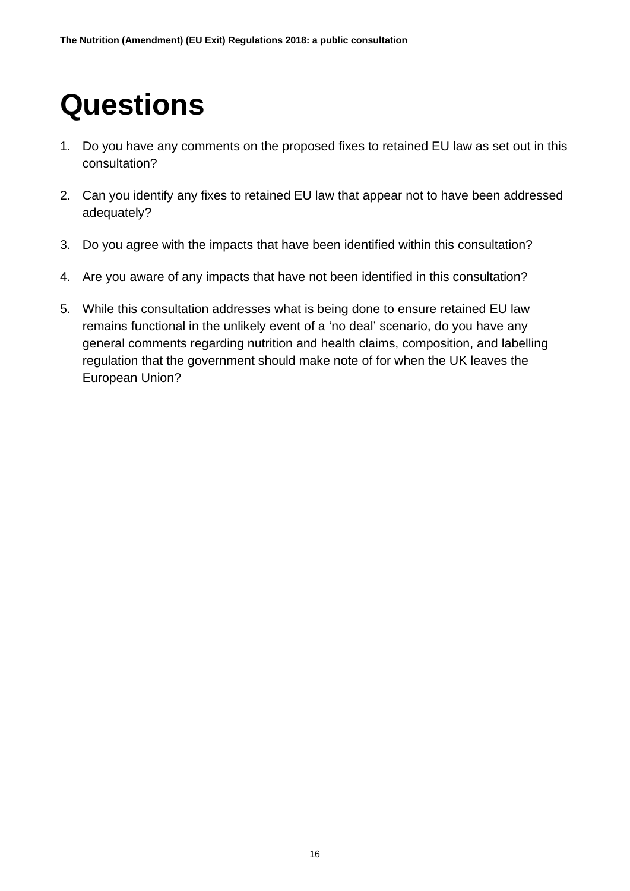# Questions

1. Do you have any comments on the proposed fixes to retained EU law as set out in this consultation?

2. Can you identify any fixes to retained EU law that appear not to have been addressed adequately?

3. Do you agree with the impacts that have been identified within this consultation?

4. Are you aware of any impacts that have not been identified in this consultation?

5. While this consultation addresses what is being done to ensure retained EU law remains functional in the unlikely event of a 'no deal' scenario, do you have any general comments regarding nutrition and health claims, composition, and labelling regulation that the government should make note of for when the UK leaves the European Union?